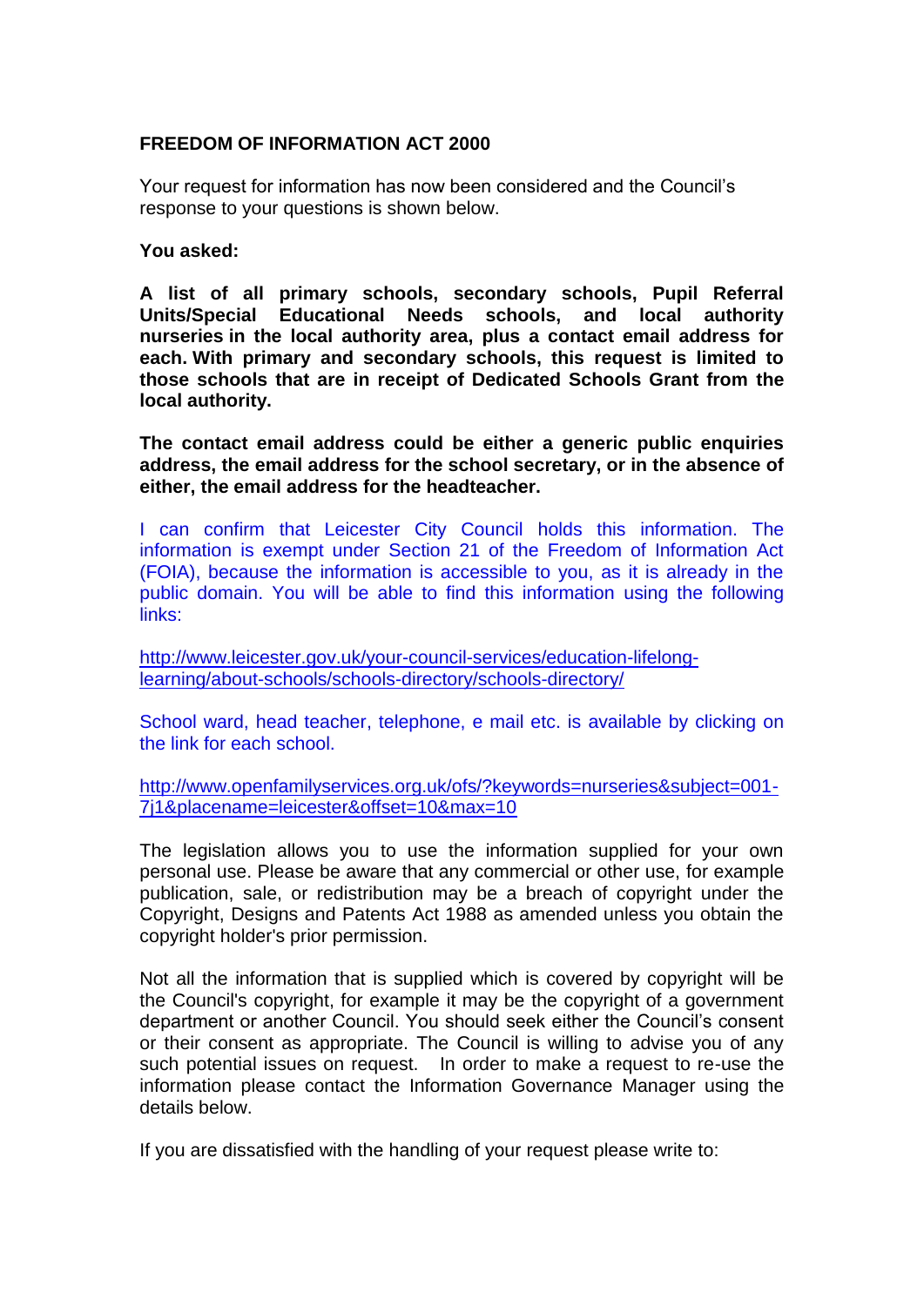**FREEDOM OF INFORMATION ACT 2000**

Your request for information has now been considered and the Council's response to your questions is shown below.

**You asked:**

**A list of all primary schools, secondary schools, Pupil Referral Units/Special Educational Needs schools, and local authority nurseries in the local authority area, plus a contact email address for each. With primary and secondary schools, this request is limited to those schools that are in receipt of Dedicated Schools Grant from the local authority.**

**The contact email address could be either a generic public enquiries address, the email address for the school secretary, or in the absence of either, the email address for the headteacher.**

I can confirm that Leicester City Council holds this information. The information is exempt under Section 21 of the Freedom of Information Act (FOIA), because the information is accessible to you, as it is already in the public domain. You will be able to find this information using the following links:

http://www.leicester.gov.uk/your-council-services/education-lifelong-learning/about-schools/schools-directory/schools-directory/

School ward, head teacher, telephone, e mail etc. is available by clicking on the link for each school.

http://www.openfamilyservices.org.uk/ofs/?keywords=nurseries&subject=001-7j1&placename=leicester&offset=10&max=10

The legislation allows you to use the information supplied for your own personal use. Please be aware that any commercial or other use, for example publication, sale, or redistribution may be a breach of copyright under the Copyright, Designs and Patents Act 1988 as amended unless you obtain the copyright holder's prior permission.

Not all the information that is supplied which is covered by copyright will be the Council's copyright, for example it may be the copyright of a government department or another Council. You should seek either the Council's consent or their consent as appropriate. The Council is willing to advise you of any such potential issues on request. In order to make a request to re-use the information please contact the Information Governance Manager using the details below.

If you are dissatisfied with the handling of your request please write to: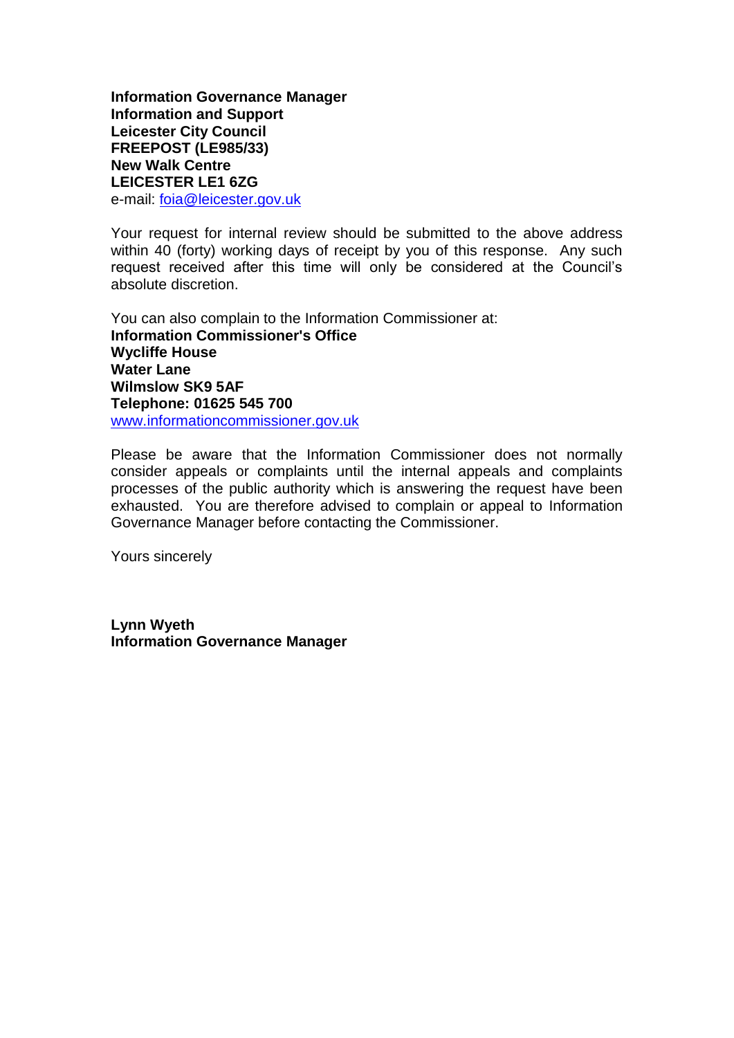**Information Governance Manager**
**Information and Support**
**Leicester City Council**
**FREEPOST (LE985/33)**
**New Walk Centre**
**LEICESTER LE1 6ZG**
e-mail: foia@leicester.gov.uk

Your request for internal review should be submitted to the above address within 40 (forty) working days of receipt by you of this response. Any such request received after this time will only be considered at the Council's absolute discretion.

You can also complain to the Information Commissioner at:
**Information Commissioner's Office**
**Wycliffe House**
**Water Lane**
**Wilmslow SK9 5AF**
**Telephone: 01625 545 700**
www.informationcommissioner.gov.uk

Please be aware that the Information Commissioner does not normally consider appeals or complaints until the internal appeals and complaints processes of the public authority which is answering the request have been exhausted. You are therefore advised to complain or appeal to Information Governance Manager before contacting the Commissioner.

Yours sincerely

**Lynn Wyeth**
**Information Governance Manager**